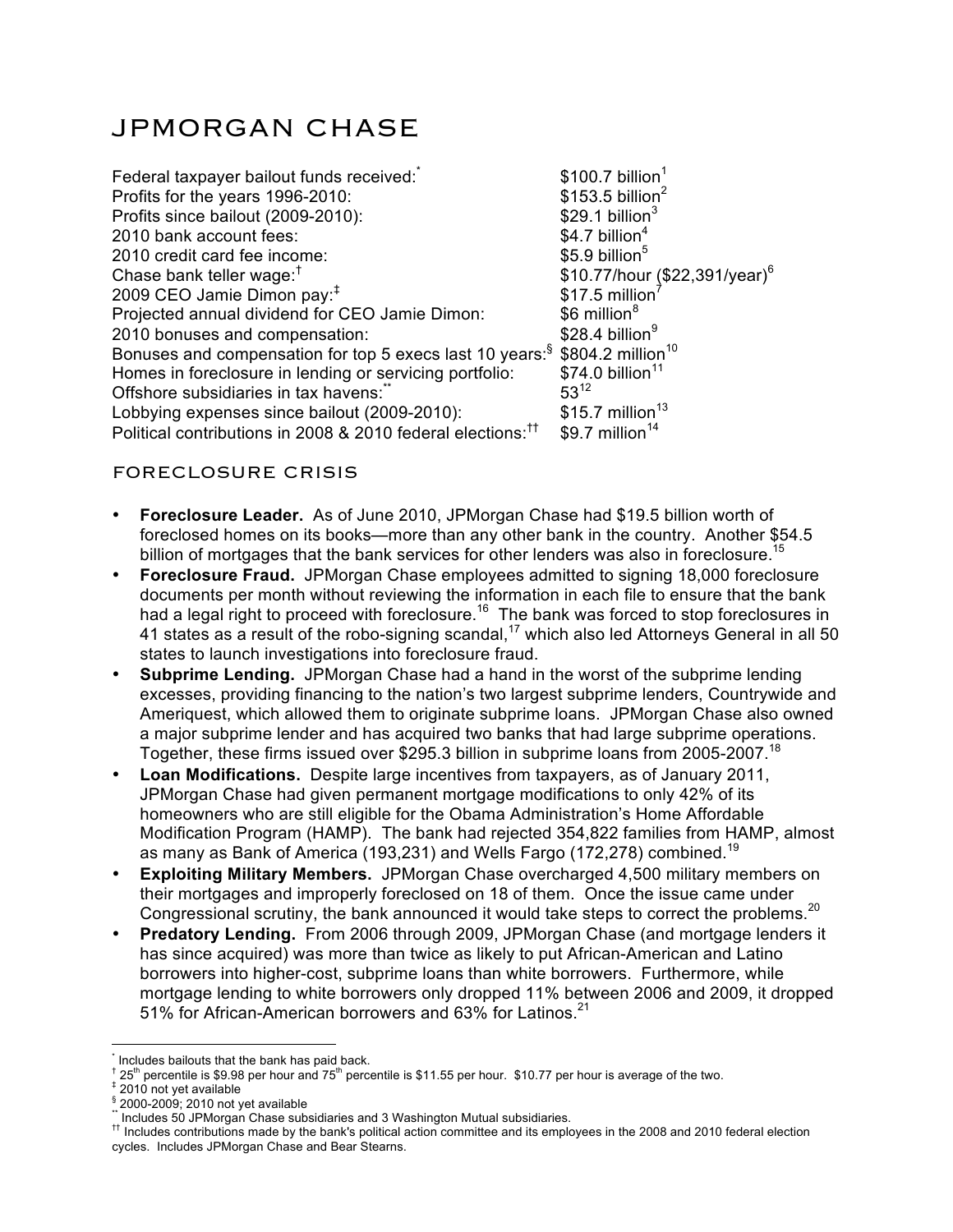# JPMORGAN CHASE

| | |
|---|---|
| Federal taxpayer bailout funds received:* | \$100.7 billion[1] |
| Profits for the years 1996-2010: | \$153.5 billion[2] |
| Profits since bailout (2009-2010): | \$29.1 billion[3] |
| 2010 bank account fees: | \$4.7 billion[4] |
| 2010 credit card fee income: | \$5.9 billion[5] |
| Chase bank teller wage:† | \$10.77/hour (\$22,391/year)[6] |
| 2009 CEO Jamie Dimon pay:‡ | \$17.5 million[7] |
| Projected annual dividend for CEO Jamie Dimon: | \$6 million[8] |
| 2010 bonuses and compensation: | \$28.4 billion[9] |
| Bonuses and compensation for top 5 execs last 10 years:§ | \$804.2 million[10] |
| Homes in foreclosure in lending or servicing portfolio: | \$74.0 billion[11] |
| Offshore subsidiaries in tax havens:** | 53[12] |
| Lobbying expenses since bailout (2009-2010): | \$15.7 million[13] |
| Political contributions in 2008 & 2010 federal elections:†† | \$9.7 million[14] |

## FORECLOSURE CRISIS

- **Foreclosure Leader.** As of June 2010, JPMorgan Chase had \$19.5 billion worth of foreclosed homes on its books—more than any other bank in the country. Another \$54.5 billion of mortgages that the bank services for other lenders was also in foreclosure.[15]
- **Foreclosure Fraud.** JPMorgan Chase employees admitted to signing 18,000 foreclosure documents per month without reviewing the information in each file to ensure that the bank had a legal right to proceed with foreclosure.[16] The bank was forced to stop foreclosures in 41 states as a result of the robo-signing scandal,[17] which also led Attorneys General in all 50 states to launch investigations into foreclosure fraud.
- **Subprime Lending.** JPMorgan Chase had a hand in the worst of the subprime lending excesses, providing financing to the nation's two largest subprime lenders, Countrywide and Ameriquest, which allowed them to originate subprime loans. JPMorgan Chase also owned a major subprime lender and has acquired two banks that had large subprime operations. Together, these firms issued over \$295.3 billion in subprime loans from 2005-2007.[18]
- **Loan Modifications.** Despite large incentives from taxpayers, as of January 2011, JPMorgan Chase had given permanent mortgage modifications to only 42% of its homeowners who are still eligible for the Obama Administration's Home Affordable Modification Program (HAMP). The bank had rejected 354,822 families from HAMP, almost as many as Bank of America (193,231) and Wells Fargo (172,278) combined.[19]
- **Exploiting Military Members.** JPMorgan Chase overcharged 4,500 military members on their mortgages and improperly foreclosed on 18 of them. Once the issue came under Congressional scrutiny, the bank announced it would take steps to correct the problems.[20]
- **Predatory Lending.** From 2006 through 2009, JPMorgan Chase (and mortgage lenders it has since acquired) was more than twice as likely to put African-American and Latino borrowers into higher-cost, subprime loans than white borrowers. Furthermore, while mortgage lending to white borrowers only dropped 11% between 2006 and 2009, it dropped 51% for African-American borrowers and 63% for Latinos.[21]

---

\* Includes bailouts that the bank has paid back.

† 25th percentile is \$9.98 per hour and 75th percentile is \$11.55 per hour. \$10.77 per hour is average of the two.

‡ 2010 not yet available

§ 2000-2009; 2010 not yet available

** Includes 50 JPMorgan Chase subsidiaries and 3 Washington Mutual subsidiaries.

†† Includes contributions made by the bank's political action committee and its employees in the 2008 and 2010 federal election cycles. Includes JPMorgan Chase and Bear Stearns.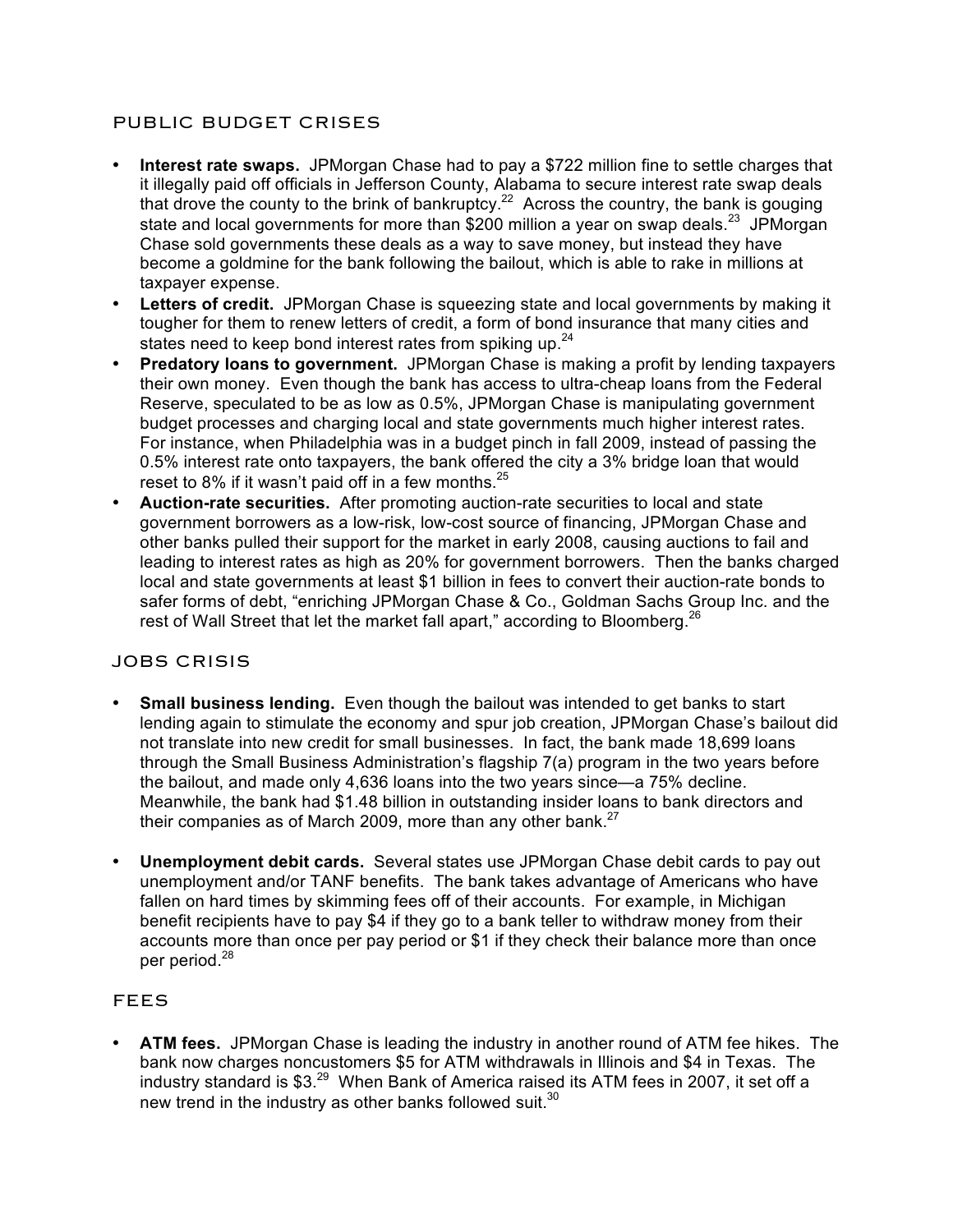## PUBLIC BUDGET CRISES

- **Interest rate swaps.** JPMorgan Chase had to pay a $722 million fine to settle charges that it illegally paid off officials in Jefferson County, Alabama to secure interest rate swap deals that drove the county to the brink of bankruptcy.[22] Across the country, the bank is gouging state and local governments for more than $200 million a year on swap deals.[23] JPMorgan Chase sold governments these deals as a way to save money, but instead they have become a goldmine for the bank following the bailout, which is able to rake in millions at taxpayer expense.
- **Letters of credit.** JPMorgan Chase is squeezing state and local governments by making it tougher for them to renew letters of credit, a form of bond insurance that many cities and states need to keep bond interest rates from spiking up.[24]
- **Predatory loans to government.** JPMorgan Chase is making a profit by lending taxpayers their own money. Even though the bank has access to ultra-cheap loans from the Federal Reserve, speculated to be as low as 0.5%, JPMorgan Chase is manipulating government budget processes and charging local and state governments much higher interest rates. For instance, when Philadelphia was in a budget pinch in fall 2009, instead of passing the 0.5% interest rate onto taxpayers, the bank offered the city a 3% bridge loan that would reset to 8% if it wasn't paid off in a few months.[25]
- **Auction-rate securities.** After promoting auction-rate securities to local and state government borrowers as a low-risk, low-cost source of financing, JPMorgan Chase and other banks pulled their support for the market in early 2008, causing auctions to fail and leading to interest rates as high as 20% for government borrowers. Then the banks charged local and state governments at least $1 billion in fees to convert their auction-rate bonds to safer forms of debt, "enriching JPMorgan Chase & Co., Goldman Sachs Group Inc. and the rest of Wall Street that let the market fall apart," according to Bloomberg.[26]

## JOBS CRISIS

- **Small business lending.** Even though the bailout was intended to get banks to start lending again to stimulate the economy and spur job creation, JPMorgan Chase's bailout did not translate into new credit for small businesses. In fact, the bank made 18,699 loans through the Small Business Administration's flagship 7(a) program in the two years before the bailout, and made only 4,636 loans into the two years since—a 75% decline. Meanwhile, the bank had $1.48 billion in outstanding insider loans to bank directors and their companies as of March 2009, more than any other bank.[27]

- **Unemployment debit cards.** Several states use JPMorgan Chase debit cards to pay out unemployment and/or TANF benefits. The bank takes advantage of Americans who have fallen on hard times by skimming fees off of their accounts. For example, in Michigan benefit recipients have to pay $4 if they go to a bank teller to withdraw money from their accounts more than once per pay period or $1 if they check their balance more than once per period.[28]

## FEES

- **ATM fees.** JPMorgan Chase is leading the industry in another round of ATM fee hikes. The bank now charges noncustomers $5 for ATM withdrawals in Illinois and $4 in Texas. The industry standard is $3.[29] When Bank of America raised its ATM fees in 2007, it set off a new trend in the industry as other banks followed suit.[30]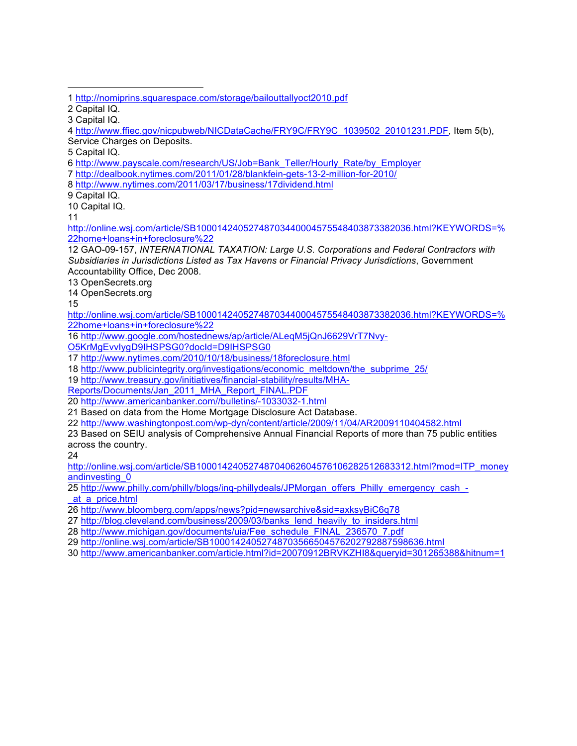1 http://nomiprins.squarespace.com/storage/bailouttallyoct2010.pdf
2 Capital IQ.
3 Capital IQ.
4 http://www.ffiec.gov/nicpubweb/NICDataCache/FRY9C/FRY9C_1039502_20101231.PDF, Item 5(b), Service Charges on Deposits.
5 Capital IQ.
6 http://www.payscale.com/research/US/Job=Bank_Teller/Hourly_Rate/by_Employer
7 http://dealbook.nytimes.com/2011/01/28/blankfein-gets-13-2-million-for-2010/
8 http://www.nytimes.com/2011/03/17/business/17dividend.html
9 Capital IQ.
10 Capital IQ.
11 http://online.wsj.com/article/SB10001424052748703440004575548403873382036.html?KEYWORDS=%22home+loans+in+foreclosure%22
12 GAO-09-157, *INTERNATIONAL TAXATION: Large U.S. Corporations and Federal Contractors with Subsidiaries in Jurisdictions Listed as Tax Havens or Financial Privacy Jurisdictions*, Government Accountability Office, Dec 2008.
13 OpenSecrets.org
14 OpenSecrets.org
15 http://online.wsj.com/article/SB10001424052748703440004575548403873382036.html?KEYWORDS=%22home+loans+in+foreclosure%22
16 http://www.google.com/hostednews/ap/article/ALeqM5jQnJ6629VrT7Nvy-O5KrMgEvvIygD9IHSPSG0?docId=D9IHSPSG0
17 http://www.nytimes.com/2010/10/18/business/18foreclosure.html
18 http://www.publicintegrity.org/investigations/economic_meltdown/the_subprime_25/
19 http://www.treasury.gov/initiatives/financial-stability/results/MHA-Reports/Documents/Jan_2011_MHA_Report_FINAL.PDF
20 http://www.americanbanker.com//bulletins/-1033032-1.html
21 Based on data from the Home Mortgage Disclosure Act Database.
22 http://www.washingtonpost.com/wp-dyn/content/article/2009/11/04/AR2009110404582.html
23 Based on SEIU analysis of Comprehensive Annual Financial Reports of more than 75 public entities across the country.
24 http://online.wsj.com/article/SB10001424052748704062604576106282512683312.html?mod=ITP_moneyandinvesting_0
25 http://www.philly.com/philly/blogs/inq-phillydeals/JPMorgan_offers_Philly_emergency_cash_-_at_a_price.html
26 http://www.bloomberg.com/apps/news?pid=newsarchive&sid=axksyBiC6q78
27 http://blog.cleveland.com/business/2009/03/banks_lend_heavily_to_insiders.html
28 http://www.michigan.gov/documents/uia/Fee_schedule_FINAL_236570_7.pdf
29 http://online.wsj.com/article/SB10001424052748703566504576202792887598636.html
30 http://www.americanbanker.com/article.html?id=20070912BRVKZHI8&queryid=301265388&hitnum=1